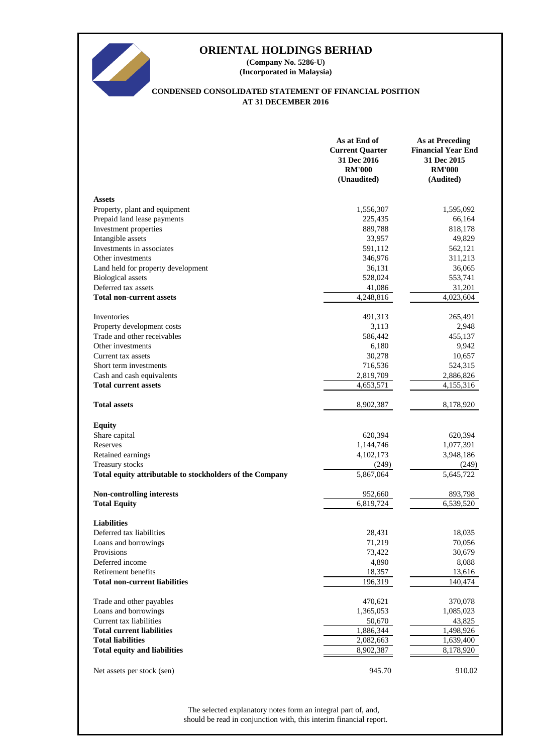# ORIENTAL HOLDINGS BERHAD

**(Company No. 5286-U)**
**(Incorporated in Malaysia)**

## CONDENSED CONSOLIDATED STATEMENT OF FINANCIAL POSITION AT 31 DECEMBER 2016

| | As at End of Current Quarter 31 Dec 2016 RM'000 (Unaudited) | As at Preceding Financial Year End 31 Dec 2015 RM'000 (Audited) |
|---|---|---|
| **Assets** | | |
| Property, plant and equipment | 1,556,307 | 1,595,092 |
| Prepaid land lease payments | 225,435 | 66,164 |
| Investment properties | 889,788 | 818,178 |
| Intangible assets | 33,957 | 49,829 |
| Investments in associates | 591,112 | 562,121 |
| Other investments | 346,976 | 311,213 |
| Land held for property development | 36,131 | 36,065 |
| Biological assets | 528,024 | 553,741 |
| Deferred tax assets | 41,086 | 31,201 |
| **Total non-current assets** | 4,248,816 | 4,023,604 |
| | | |
| Inventories | 491,313 | 265,491 |
| Property development costs | 3,113 | 2,948 |
| Trade and other receivables | 586,442 | 455,137 |
| Other investments | 6,180 | 9,942 |
| Current tax assets | 30,278 | 10,657 |
| Short term investments | 716,536 | 524,315 |
| Cash and cash equivalents | 2,819,709 | 2,886,826 |
| **Total current assets** | 4,653,571 | 4,155,316 |
| | | |
| **Total assets** | 8,902,387 | 8,178,920 |
| | | |
| **Equity** | | |
| Share capital | 620,394 | 620,394 |
| Reserves | 1,144,746 | 1,077,391 |
| Retained earnings | 4,102,173 | 3,948,186 |
| Treasury stocks | (249) | (249) |
| **Total equity attributable to stockholders of the Company** | 5,867,064 | 5,645,722 |
| | | |
| **Non-controlling interests** | 952,660 | 893,798 |
| **Total Equity** | 6,819,724 | 6,539,520 |
| | | |
| **Liabilities** | | |
| Deferred tax liabilities | 28,431 | 18,035 |
| Loans and borrowings | 71,219 | 70,056 |
| Provisions | 73,422 | 30,679 |
| Deferred income | 4,890 | 8,088 |
| Retirement benefits | 18,357 | 13,616 |
| **Total non-current liabilities** | 196,319 | 140,474 |
| | | |
| Trade and other payables | 470,621 | 370,078 |
| Loans and borrowings | 1,365,053 | 1,085,023 |
| Current tax liabilities | 50,670 | 43,825 |
| **Total current liabilities** | 1,886,344 | 1,498,926 |
| **Total liabilities** | 2,082,663 | 1,639,400 |
| **Total equity and liabilities** | 8,902,387 | 8,178,920 |
| | | |
| Net assets per stock (sen) | 945.70 | 910.02 |

The selected explanatory notes form an integral part of, and, should be read in conjunction with, this interim financial report.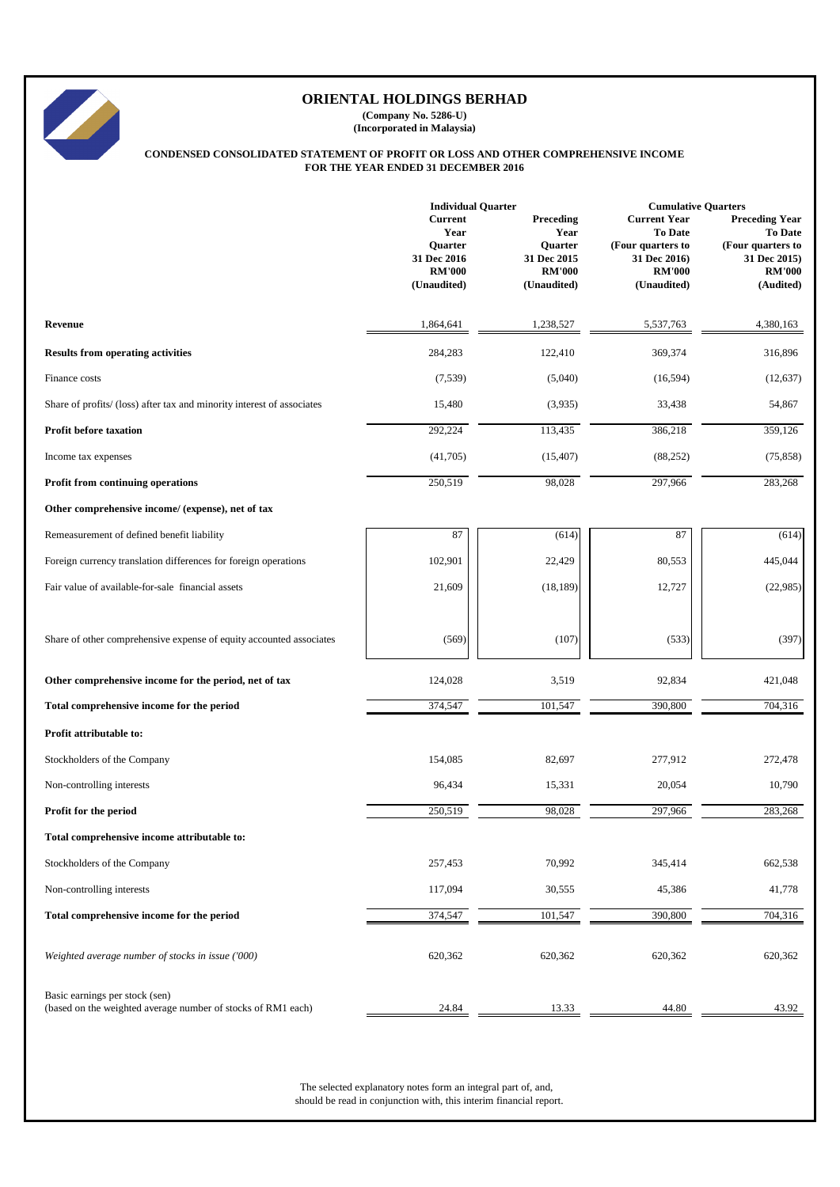# ORIENTAL HOLDINGS BERHAD

**(Company No. 5286-U)**
**(Incorporated in Malaysia)**

**CONDENSED CONSOLIDATED STATEMENT OF PROFIT OR LOSS AND OTHER COMPREHENSIVE INCOME FOR THE YEAR ENDED 31 DECEMBER 2016**

| | Individual Quarter | | Cumulative Quarters | |
|---|---|---|---|---|
| | Current Year Quarter 31 Dec 2016 RM'000 (Unaudited) | Preceding Year Quarter 31 Dec 2015 RM'000 (Unaudited) | Current Year To Date (Four quarters to 31 Dec 2016) RM'000 (Unaudited) | Preceding Year To Date (Four quarters to 31 Dec 2015) RM'000 (Audited) |
| **Revenue** | 1,864,641 | 1,238,527 | 5,537,763 | 4,380,163 |
| **Results from operating activities** | 284,283 | 122,410 | 369,374 | 316,896 |
| Finance costs | (7,539) | (5,040) | (16,594) | (12,637) |
| Share of profits/ (loss) after tax and minority interest of associates | 15,480 | (3,935) | 33,438 | 54,867 |
| **Profit before taxation** | 292,224 | 113,435 | 386,218 | 359,126 |
| Income tax expenses | (41,705) | (15,407) | (88,252) | (75,858) |
| **Profit from continuing operations** | 250,519 | 98,028 | 297,966 | 283,268 |
| **Other comprehensive income/ (expense), net of tax** | | | | |
| Remeasurement of defined benefit liability | 87 | (614) | 87 | (614) |
| Foreign currency translation differences for foreign operations | 102,901 | 22,429 | 80,553 | 445,044 |
| Fair value of available-for-sale financial assets | 21,609 | (18,189) | 12,727 | (22,985) |
| Share of other comprehensive expense of equity accounted associates | (569) | (107) | (533) | (397) |
| **Other comprehensive income for the period, net of tax** | 124,028 | 3,519 | 92,834 | 421,048 |
| **Total comprehensive income for the period** | 374,547 | 101,547 | 390,800 | 704,316 |
| **Profit attributable to:** | | | | |
| Stockholders of the Company | 154,085 | 82,697 | 277,912 | 272,478 |
| Non-controlling interests | 96,434 | 15,331 | 20,054 | 10,790 |
| **Profit for the period** | 250,519 | 98,028 | 297,966 | 283,268 |
| **Total comprehensive income attributable to:** | | | | |
| Stockholders of the Company | 257,453 | 70,992 | 345,414 | 662,538 |
| Non-controlling interests | 117,094 | 30,555 | 45,386 | 41,778 |
| **Total comprehensive income for the period** | 374,547 | 101,547 | 390,800 | 704,316 |
| *Weighted average number of stocks in issue ('000)* | 620,362 | 620,362 | 620,362 | 620,362 |
| Basic earnings per stock (sen) (based on the weighted average number of stocks of RM1 each) | 24.84 | 13.33 | 44.80 | 43.92 |

The selected explanatory notes form an integral part of, and, should be read in conjunction with, this interim financial report.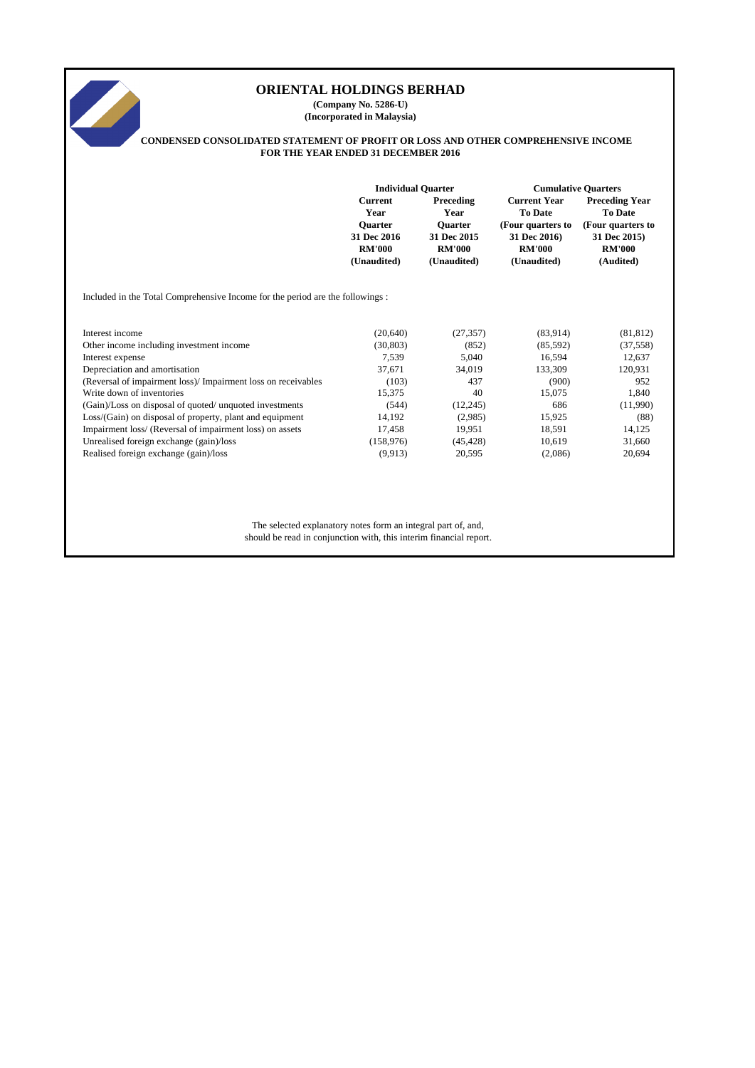# ORIENTAL HOLDINGS BERHAD

**(Company No. 5286-U)**
**(Incorporated in Malaysia)**

**CONDENSED CONSOLIDATED STATEMENT OF PROFIT OR LOSS AND OTHER COMPREHENSIVE INCOME**
**FOR THE YEAR ENDED 31 DECEMBER 2016**

| | Individual Quarter | | Cumulative Quarters | |
|---|---|---|---|---|
| | Current Year Quarter 31 Dec 2016 RM'000 (Unaudited) | Preceding Year Quarter 31 Dec 2015 RM'000 (Unaudited) | Current Year To Date (Four quarters to 31 Dec 2016) RM'000 (Unaudited) | Preceding Year To Date (Four quarters to 31 Dec 2015) RM'000 (Audited) |
| Included in the Total Comprehensive Income for the period are the followings : | | | | |
| Interest income | (20,640) | (27,357) | (83,914) | (81,812) |
| Other income including investment income | (30,803) | (852) | (85,592) | (37,558) |
| Interest expense | 7,539 | 5,040 | 16,594 | 12,637 |
| Depreciation and amortisation | 37,671 | 34,019 | 133,309 | 120,931 |
| (Reversal of impairment loss)/ Impairment loss on receivables | (103) | 437 | (900) | 952 |
| Write down of inventories | 15,375 | 40 | 15,075 | 1,840 |
| (Gain)/Loss on disposal of quoted/ unquoted investments | (544) | (12,245) | 686 | (11,990) |
| Loss/(Gain) on disposal of property, plant and equipment | 14,192 | (2,985) | 15,925 | (88) |
| Impairment loss/ (Reversal of impairment loss) on assets | 17,458 | 19,951 | 18,591 | 14,125 |
| Unrealised foreign exchange (gain)/loss | (158,976) | (45,428) | 10,619 | 31,660 |
| Realised foreign exchange (gain)/loss | (9,913) | 20,595 | (2,086) | 20,694 |

The selected explanatory notes form an integral part of, and, should be read in conjunction with, this interim financial report.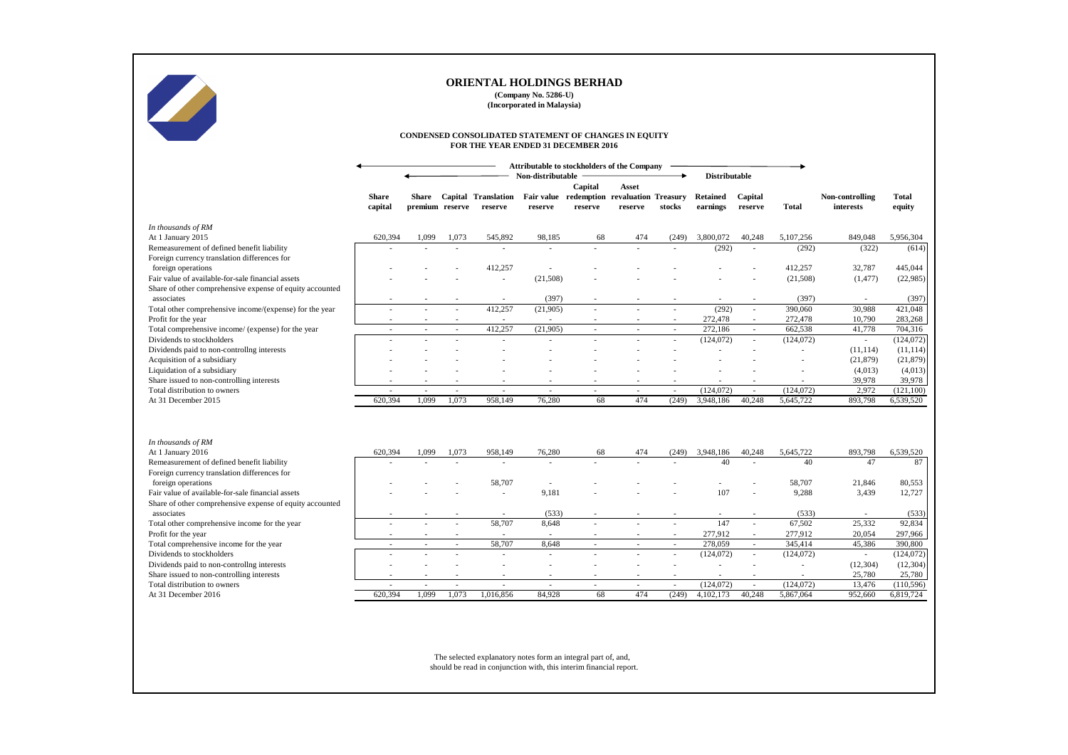# ORIENTAL HOLDINGS BERHAD

**(Company No. 5286-U)**
**(Incorporated in Malaysia)**

**CONDENSED CONSOLIDATED STATEMENT OF CHANGES IN EQUITY**
**FOR THE YEAR ENDED 31 DECEMBER 2016**

| | Attributable to stockholders of the Company | | | | | | | | | | | | |
|---|---|---|---|---|---|---|---|---|---|---|---|---|---|
| | | Non-distributable | | | | | | | Distributable | | | | |
| *In thousands of RM* | Share capital | Share premium | Capital reserve | Translation reserve | Fair value reserve | Capital redemption reserve | Asset revaluation reserve | Treasury stocks | Retained earnings | Capital reserve | Total | Non-controlling interests | Total equity |
| At 1 January 2015 | 620,394 | 1,099 | 1,073 | 545,892 | 98,185 | 68 | 474 | (249) | 3,800,072 | 40,248 | 5,107,256 | 849,048 | 5,956,304 |
| Remeasurement of defined benefit liability | - | - | - | - | - | - | - | - | (292) | - | (292) | (322) | (614) |
| Foreign currency translation differences for foreign operations | - | - | - | 412,257 | - | - | - | - | - | - | 412,257 | 32,787 | 445,044 |
| Fair value of available-for-sale financial assets | - | - | - | - | (21,508) | - | - | - | - | - | (21,508) | (1,477) | (22,985) |
| Share of other comprehensive expense of equity accounted associates | - | - | - | - | (397) | - | - | - | - | - | (397) | - | (397) |
| Total other comprehensive income/(expense) for the year | - | - | - | 412,257 | (21,905) | - | - | - | (292) | - | 390,060 | 30,988 | 421,048 |
| Profit for the year | - | - | - | - | - | - | - | - | 272,478 | - | 272,478 | 10,790 | 283,268 |
| Total comprehensive income/ (expense) for the year | - | - | - | 412,257 | (21,905) | - | - | - | 272,186 | - | 662,538 | 41,778 | 704,316 |
| Dividends to stockholders | - | - | - | - | - | - | - | - | (124,072) | - | (124,072) | - | (124,072) |
| Dividends paid to non-controllng interests | - | - | - | - | - | - | - | - | - | - | - | (11,114) | (11,114) |
| Acquisition of a subsidiary | - | - | - | - | - | - | - | - | - | - | - | (21,879) | (21,879) |
| Liquidation of a subsidiary | - | - | - | - | - | - | - | - | - | - | - | (4,013) | (4,013) |
| Share issued to non-controlling interests | - | - | - | - | - | - | - | - | - | - | - | 39,978 | 39,978 |
| Total distribution to owners | - | - | - | - | - | - | - | - | (124,072) | - | (124,072) | 2,972 | (121,100) |
| At 31 December 2015 | 620,394 | 1,099 | 1,073 | 958,149 | 76,280 | 68 | 474 | (249) | 3,948,186 | 40,248 | 5,645,722 | 893,798 | 6,539,520 |
| | | | | | | | | | | | | | |
| *In thousands of RM* | | | | | | | | | | | | | |
| At 1 January 2016 | 620,394 | 1,099 | 1,073 | 958,149 | 76,280 | 68 | 474 | (249) | 3,948,186 | 40,248 | 5,645,722 | 893,798 | 6,539,520 |
| Remeasurement of defined benefit liability | - | - | - | - | - | - | - | - | 40 | - | 40 | 47 | 87 |
| Foreign currency translation differences for foreign operations | - | - | - | 58,707 | - | - | - | - | - | - | 58,707 | 21,846 | 80,553 |
| Fair value of available-for-sale financial assets | - | - | - | - | 9,181 | - | - | - | 107 | - | 9,288 | 3,439 | 12,727 |
| Share of other comprehensive expense of equity accounted associates | - | - | - | - | (533) | - | - | - | - | - | (533) | - | (533) |
| Total other comprehensive income for the year | - | - | - | 58,707 | 8,648 | - | - | - | 147 | - | 67,502 | 25,332 | 92,834 |
| Profit for the year | - | - | - | - | - | - | - | - | 277,912 | - | 277,912 | 20,054 | 297,966 |
| Total comprehensive income for the year | - | - | - | 58,707 | 8,648 | - | - | - | 278,059 | - | 345,414 | 45,386 | 390,800 |
| Dividends to stockholders | - | - | - | - | - | - | - | - | (124,072) | - | (124,072) | - | (124,072) |
| Dividends paid to non-controllng interests | - | - | - | - | - | - | - | - | - | - | - | (12,304) | (12,304) |
| Share issued to non-controlling interests | - | - | - | - | - | - | - | - | - | - | - | 25,780 | 25,780 |
| Total distribution to owners | - | - | - | - | - | - | - | - | (124,072) | - | (124,072) | 13,476 | (110,596) |
| At 31 December 2016 | 620,394 | 1,099 | 1,073 | 1,016,856 | 84,928 | 68 | 474 | (249) | 4,102,173 | 40,248 | 5,867,064 | 952,660 | 6,819,724 |

The selected explanatory notes form an integral part of, and, should be read in conjunction with, this interim financial report.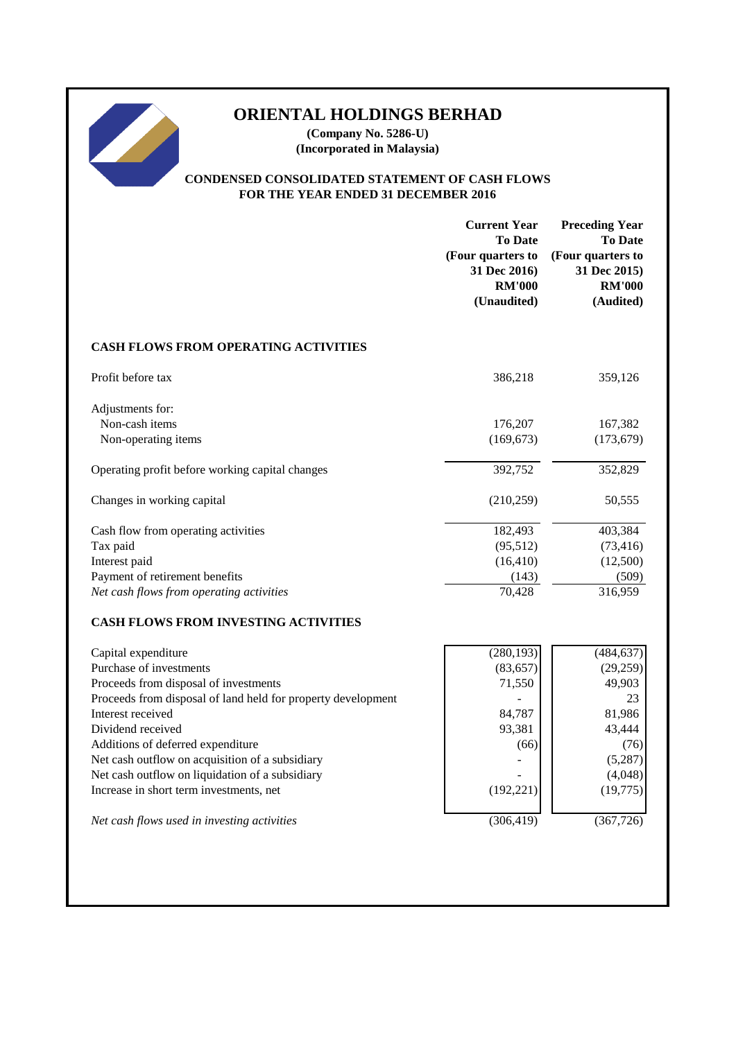# ORIENTAL HOLDINGS BERHAD

**(Company No. 5286-U)**
**(Incorporated in Malaysia)**

## CONDENSED CONSOLIDATED STATEMENT OF CASH FLOWS FOR THE YEAR ENDED 31 DECEMBER 2016

| | Current Year To Date (Four quarters to 31 Dec 2016) RM'000 (Unaudited) | Preceding Year To Date (Four quarters to 31 Dec 2015) RM'000 (Audited) |
|---|---|---|
| **CASH FLOWS FROM OPERATING ACTIVITIES** | | |
| Profit before tax | 386,218 | 359,126 |
| Adjustments for: | | |
| Non-cash items | 176,207 | 167,382 |
| Non-operating items | (169,673) | (173,679) |
| Operating profit before working capital changes | 392,752 | 352,829 |
| Changes in working capital | (210,259) | 50,555 |
| Cash flow from operating activities | 182,493 | 403,384 |
| Tax paid | (95,512) | (73,416) |
| Interest paid | (16,410) | (12,500) |
| Payment of retirement benefits | (143) | (509) |
| *Net cash flows from operating activities* | 70,428 | 316,959 |
| **CASH FLOWS FROM INVESTING ACTIVITIES** | | |
| Capital expenditure | (280,193) | (484,637) |
| Purchase of investments | (83,657) | (29,259) |
| Proceeds from disposal of investments | 71,550 | 49,903 |
| Proceeds from disposal of land held for property development | - | 23 |
| Interest received | 84,787 | 81,986 |
| Dividend received | 93,381 | 43,444 |
| Additions of deferred expenditure | (66) | (76) |
| Net cash outflow on acquisition of a subsidiary | - | (5,287) |
| Net cash outflow on liquidation of a subsidiary | - | (4,048) |
| Increase in short term investments, net | (192,221) | (19,775) |
| *Net cash flows used in investing activities* | (306,419) | (367,726) |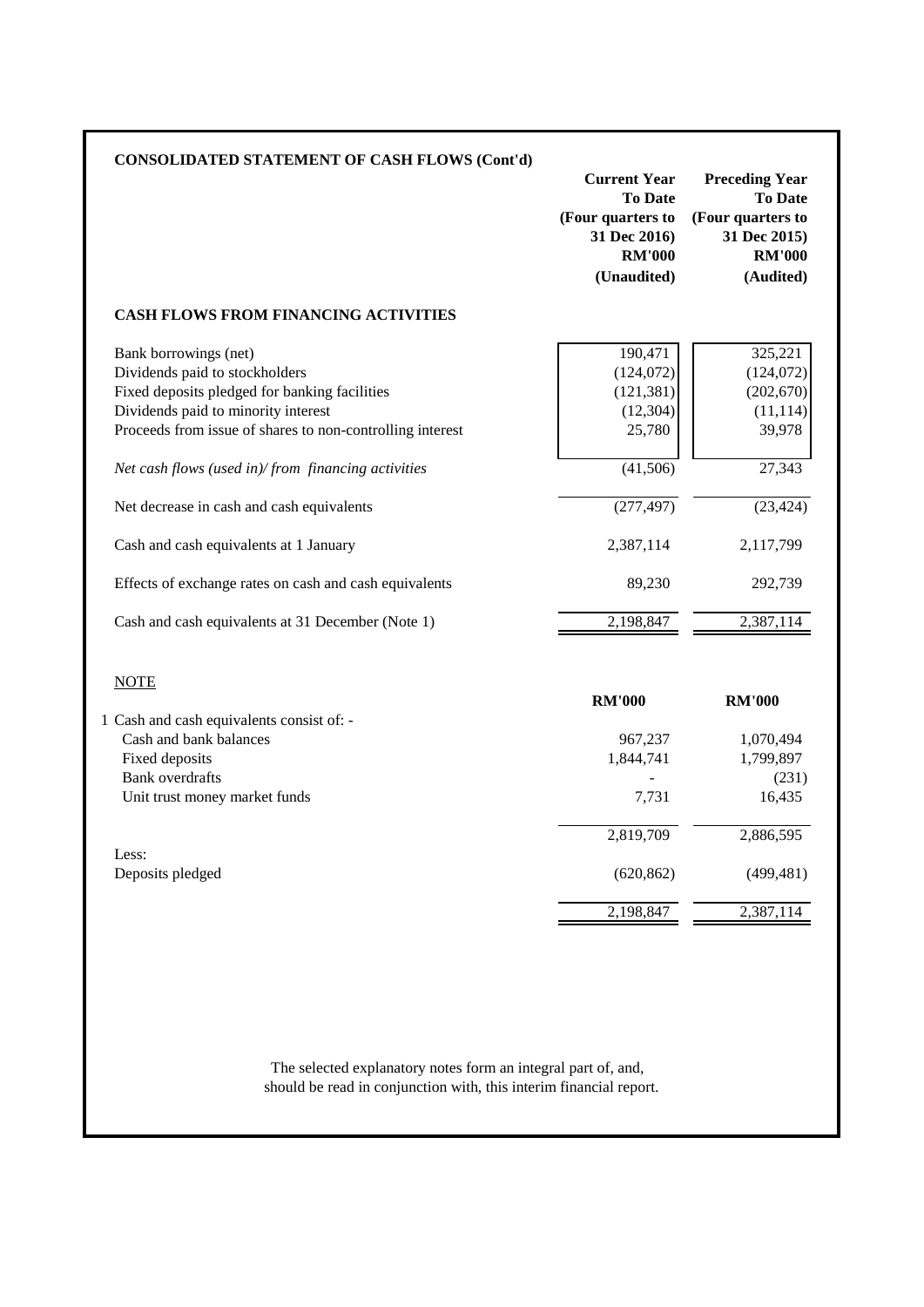## CONSOLIDATED STATEMENT OF CASH FLOWS (Cont'd)

| | Current Year To Date (Four quarters to 31 Dec 2016) RM'000 (Unaudited) | Preceding Year To Date (Four quarters to 31 Dec 2015) RM'000 (Audited) |
|---|---|---|
| **CASH FLOWS FROM FINANCING ACTIVITIES** | | |
| Bank borrowings (net) | 190,471 | 325,221 |
| Dividends paid to stockholders | (124,072) | (124,072) |
| Fixed deposits pledged for banking facilities | (121,381) | (202,670) |
| Dividends paid to minority interest | (12,304) | (11,114) |
| Proceeds from issue of shares to non-controlling interest | 25,780 | 39,978 |
| *Net cash flows (used in)/ from financing activities* | (41,506) | 27,343 |
| Net decrease in cash and cash equivalents | (277,497) | (23,424) |
| Cash and cash equivalents at 1 January | 2,387,114 | 2,117,799 |
| Effects of exchange rates on cash and cash equivalents | 89,230 | 292,739 |
| Cash and cash equivalents at 31 December (Note 1) | 2,198,847 | 2,387,114 |

<u>NOTE</u>

| | RM'000 | RM'000 |
|---|---|---|
| 1 Cash and cash equivalents consist of: - | | |
| Cash and bank balances | 967,237 | 1,070,494 |
| Fixed deposits | 1,844,741 | 1,799,897 |
| Bank overdrafts | - | (231) |
| Unit trust money market funds | 7,731 | 16,435 |
| | 2,819,709 | 2,886,595 |
| Less: | | |
| Deposits pledged | (620,862) | (499,481) |
| | 2,198,847 | 2,387,114 |

The selected explanatory notes form an integral part of, and, should be read in conjunction with, this interim financial report.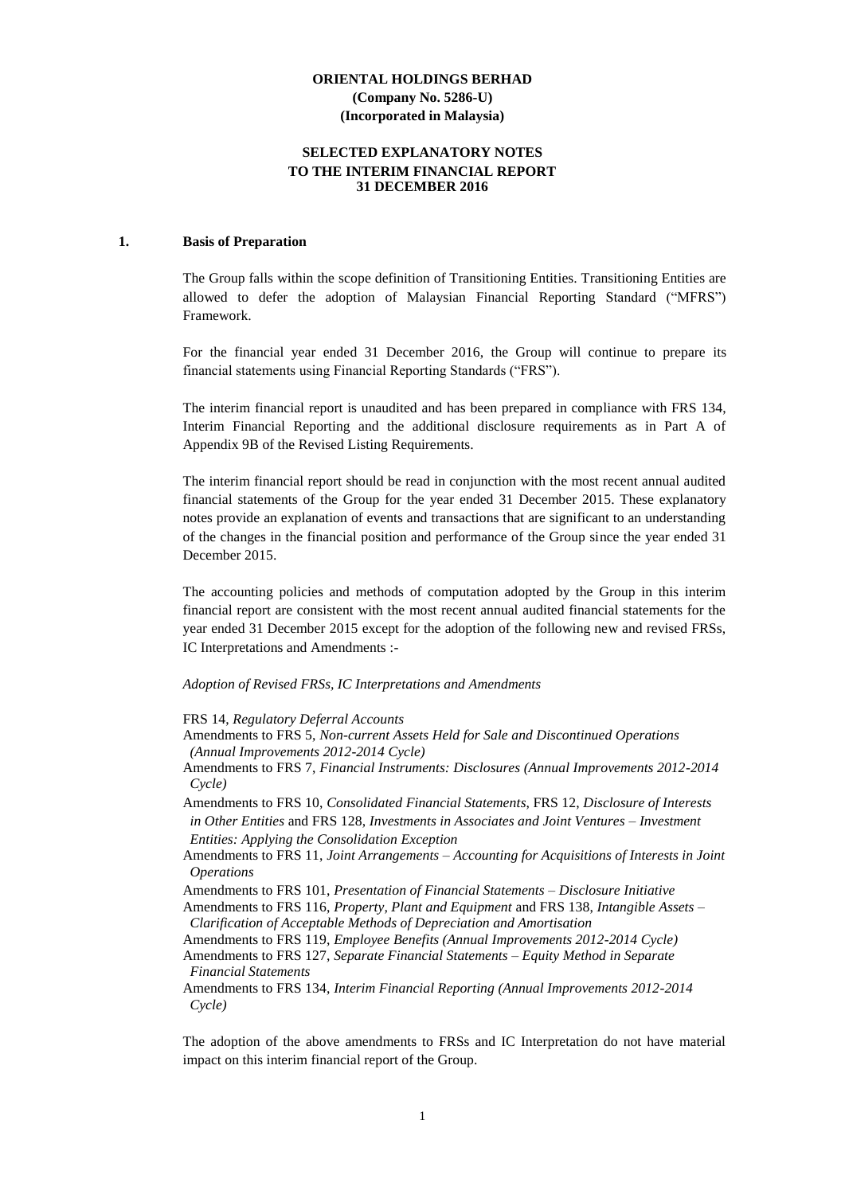**ORIENTAL HOLDINGS BERHAD**
**(Company No. 5286-U)**
**(Incorporated in Malaysia)**

**SELECTED EXPLANATORY NOTES**
**TO THE INTERIM FINANCIAL REPORT**
**31 DECEMBER 2016**

## 1. Basis of Preparation

The Group falls within the scope definition of Transitioning Entities. Transitioning Entities are allowed to defer the adoption of Malaysian Financial Reporting Standard ("MFRS") Framework.

For the financial year ended 31 December 2016, the Group will continue to prepare its financial statements using Financial Reporting Standards ("FRS").

The interim financial report is unaudited and has been prepared in compliance with FRS 134, Interim Financial Reporting and the additional disclosure requirements as in Part A of Appendix 9B of the Revised Listing Requirements.

The interim financial report should be read in conjunction with the most recent annual audited financial statements of the Group for the year ended 31 December 2015. These explanatory notes provide an explanation of events and transactions that are significant to an understanding of the changes in the financial position and performance of the Group since the year ended 31 December 2015.

The accounting policies and methods of computation adopted by the Group in this interim financial report are consistent with the most recent annual audited financial statements for the year ended 31 December 2015 except for the adoption of the following new and revised FRSs, IC Interpretations and Amendments :-

*Adoption of Revised FRSs, IC Interpretations and Amendments*

FRS 14, *Regulatory Deferral Accounts*
Amendments to FRS 5, *Non-current Assets Held for Sale and Discontinued Operations (Annual Improvements 2012-2014 Cycle)*
Amendments to FRS 7, *Financial Instruments: Disclosures (Annual Improvements 2012-2014 Cycle)*
Amendments to FRS 10, *Consolidated Financial Statements*, FRS 12, *Disclosure of Interests in Other Entities* and FRS 128, *Investments in Associates and Joint Ventures – Investment Entities: Applying the Consolidation Exception*
Amendments to FRS 11, *Joint Arrangements – Accounting for Acquisitions of Interests in Joint Operations*
Amendments to FRS 101, *Presentation of Financial Statements – Disclosure Initiative*
Amendments to FRS 116, *Property, Plant and Equipment* and FRS 138, *Intangible Assets – Clarification of Acceptable Methods of Depreciation and Amortisation*
Amendments to FRS 119, *Employee Benefits (Annual Improvements 2012-2014 Cycle)*
Amendments to FRS 127, *Separate Financial Statements – Equity Method in Separate Financial Statements*
Amendments to FRS 134, *Interim Financial Reporting (Annual Improvements 2012-2014 Cycle)*

The adoption of the above amendments to FRSs and IC Interpretation do not have material impact on this interim financial report of the Group.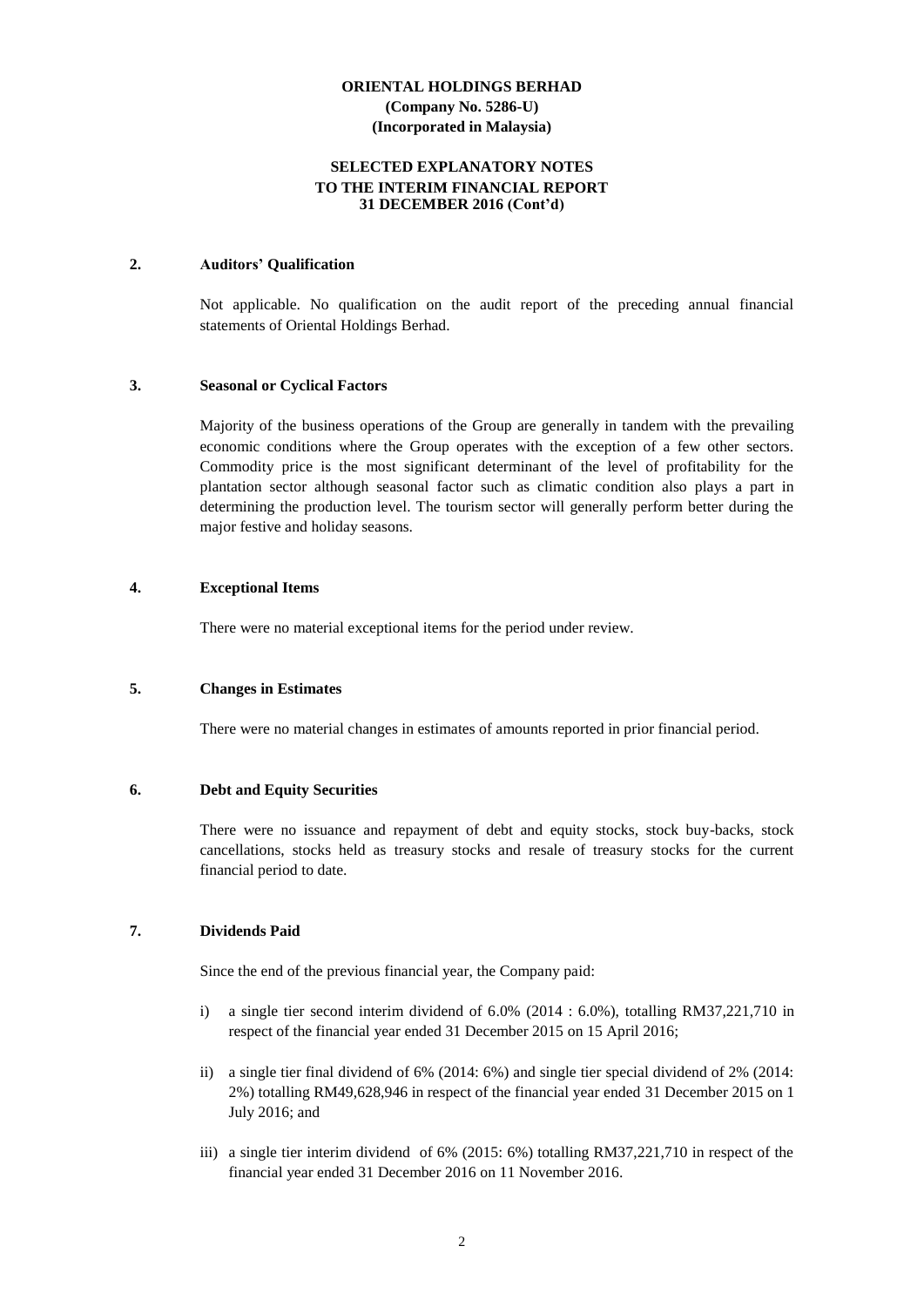**ORIENTAL HOLDINGS BERHAD**
**(Company No. 5286-U)**
**(Incorporated in Malaysia)**

**SELECTED EXPLANATORY NOTES**
**TO THE INTERIM FINANCIAL REPORT**
**31 DECEMBER 2016 (Cont'd)**

## 2. Auditors' Qualification

Not applicable. No qualification on the audit report of the preceding annual financial statements of Oriental Holdings Berhad.

## 3. Seasonal or Cyclical Factors

Majority of the business operations of the Group are generally in tandem with the prevailing economic conditions where the Group operates with the exception of a few other sectors. Commodity price is the most significant determinant of the level of profitability for the plantation sector although seasonal factor such as climatic condition also plays a part in determining the production level. The tourism sector will generally perform better during the major festive and holiday seasons.

## 4. Exceptional Items

There were no material exceptional items for the period under review.

## 5. Changes in Estimates

There were no material changes in estimates of amounts reported in prior financial period.

## 6. Debt and Equity Securities

There were no issuance and repayment of debt and equity stocks, stock buy-backs, stock cancellations, stocks held as treasury stocks and resale of treasury stocks for the current financial period to date.

## 7. Dividends Paid

Since the end of the previous financial year, the Company paid:

i) a single tier second interim dividend of 6.0% (2014 : 6.0%), totalling RM37,221,710 in respect of the financial year ended 31 December 2015 on 15 April 2016;

ii) a single tier final dividend of 6% (2014: 6%) and single tier special dividend of 2% (2014: 2%) totalling RM49,628,946 in respect of the financial year ended 31 December 2015 on 1 July 2016; and

iii) a single tier interim dividend of 6% (2015: 6%) totalling RM37,221,710 in respect of the financial year ended 31 December 2016 on 11 November 2016.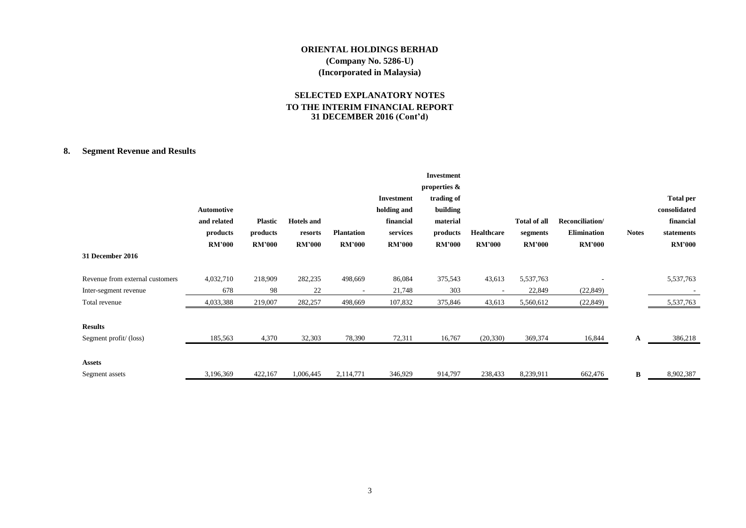# ORIENTAL HOLDINGS BERHAD
**(Company No. 5286-U)**
**(Incorporated in Malaysia)**

## SELECTED EXPLANATORY NOTES TO THE INTERIM FINANCIAL REPORT 31 DECEMBER 2016 (Cont'd)

### 8. Segment Revenue and Results

| 31 December 2016 | Automotive and related products RM'000 | Plastic products RM'000 | Hotels and resorts RM'000 | Plantation RM'000 | Investment holding and financial services RM'000 | Investment properties & trading of building material products RM'000 | Healthcare RM'000 | Total of all segments RM'000 | Reconciliation/ Elimination RM'000 | Notes | Total per consolidated financial statements RM'000 |
|---|---|---|---|---|---|---|---|---|---|---|---|
| Revenue from external customers | 4,032,710 | 218,909 | 282,235 | 498,669 | 86,084 | 375,543 | 43,613 | 5,537,763 | - | | 5,537,763 |
| Inter-segment revenue | 678 | 98 | 22 | - | 21,748 | 303 | - | 22,849 | (22,849) | | - |
| Total revenue | 4,033,388 | 219,007 | 282,257 | 498,669 | 107,832 | 375,846 | 43,613 | 5,560,612 | (22,849) | | 5,537,763 |
| **Results** | | | | | | | | | | | |
| Segment profit/ (loss) | 185,563 | 4,370 | 32,303 | 78,390 | 72,311 | 16,767 | (20,330) | 369,374 | 16,844 | A | 386,218 |
| **Assets** | | | | | | | | | | | |
| Segment assets | 3,196,369 | 422,167 | 1,006,445 | 2,114,771 | 346,929 | 914,797 | 238,433 | 8,239,911 | 662,476 | B | 8,902,387 |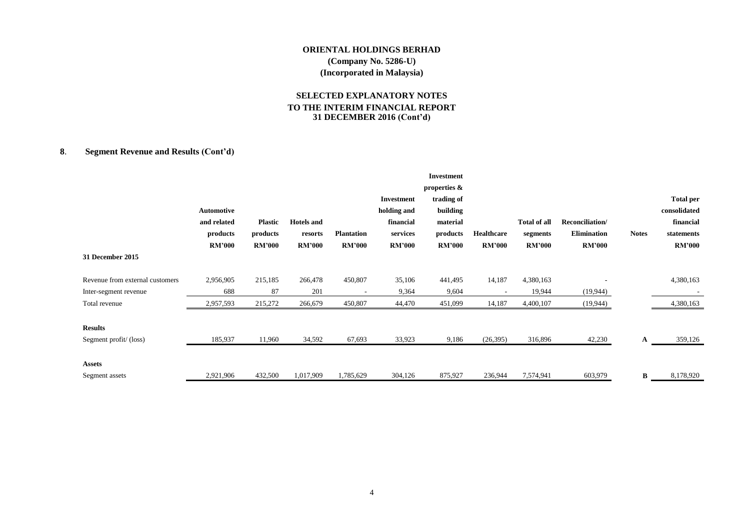# ORIENTAL HOLDINGS BERHAD

**(Company No. 5286-U)**
**(Incorporated in Malaysia)**

## SELECTED EXPLANATORY NOTES TO THE INTERIM FINANCIAL REPORT 31 DECEMBER 2016 (Cont'd)

### 8. Segment Revenue and Results (Cont'd)

| | Automotive and related products RM'000 | Plastic products RM'000 | Hotels and resorts RM'000 | Plantation RM'000 | Investment holding and financial services RM'000 | Investment properties & trading of building material products RM'000 | Healthcare RM'000 | Total of all segments RM'000 | Reconciliation/ Elimination RM'000 | Notes | Total per consolidated financial statements RM'000 |
|---|---|---|---|---|---|---|---|---|---|---|---|
| **31 December 2015** | | | | | | | | | | | |
| Revenue from external customers | 2,956,905 | 215,185 | 266,478 | 450,807 | 35,106 | 441,495 | 14,187 | 4,380,163 | - | | 4,380,163 |
| Inter-segment revenue | 688 | 87 | 201 | - | 9,364 | 9,604 | - | 19,944 | (19,944) | | - |
| Total revenue | 2,957,593 | 215,272 | 266,679 | 450,807 | 44,470 | 451,099 | 14,187 | 4,400,107 | (19,944) | | 4,380,163 |
| **Results** | | | | | | | | | | | |
| Segment profit/ (loss) | 185,937 | 11,960 | 34,592 | 67,693 | 33,923 | 9,186 | (26,395) | 316,896 | 42,230 | A | 359,126 |
| **Assets** | | | | | | | | | | | |
| Segment assets | 2,921,906 | 432,500 | 1,017,909 | 1,785,629 | 304,126 | 875,927 | 236,944 | 7,574,941 | 603,979 | B | 8,178,920 |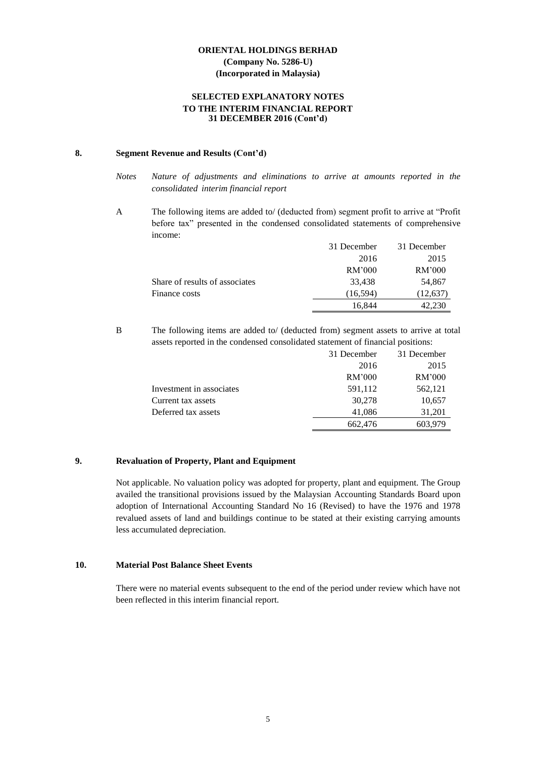**ORIENTAL HOLDINGS BERHAD**
**(Company No. 5286-U)**
**(Incorporated in Malaysia)**

**SELECTED EXPLANATORY NOTES**
**TO THE INTERIM FINANCIAL REPORT**
**31 DECEMBER 2016 (Cont'd)**

## 8. Segment Revenue and Results (Cont'd)

*Notes* *Nature of adjustments and eliminations to arrive at amounts reported in the consolidated interim financial report*

A The following items are added to/ (deducted from) segment profit to arrive at "Profit before tax" presented in the condensed consolidated statements of comprehensive income:

| | 31 December 2016 RM'000 | 31 December 2015 RM'000 |
|---|---|---|
| Share of results of associates | 33,438 | 54,867 |
| Finance costs | (16,594) | (12,637) |
| | 16,844 | 42,230 |

B The following items are added to/ (deducted from) segment assets to arrive at total assets reported in the condensed consolidated statement of financial positions:

| | 31 December 2016 RM'000 | 31 December 2015 RM'000 |
|---|---|---|
| Investment in associates | 591,112 | 562,121 |
| Current tax assets | 30,278 | 10,657 |
| Deferred tax assets | 41,086 | 31,201 |
| | 662,476 | 603,979 |

## 9. Revaluation of Property, Plant and Equipment

Not applicable. No valuation policy was adopted for property, plant and equipment. The Group availed the transitional provisions issued by the Malaysian Accounting Standards Board upon adoption of International Accounting Standard No 16 (Revised) to have the 1976 and 1978 revalued assets of land and buildings continue to be stated at their existing carrying amounts less accumulated depreciation.

## 10. Material Post Balance Sheet Events

There were no material events subsequent to the end of the period under review which have not been reflected in this interim financial report.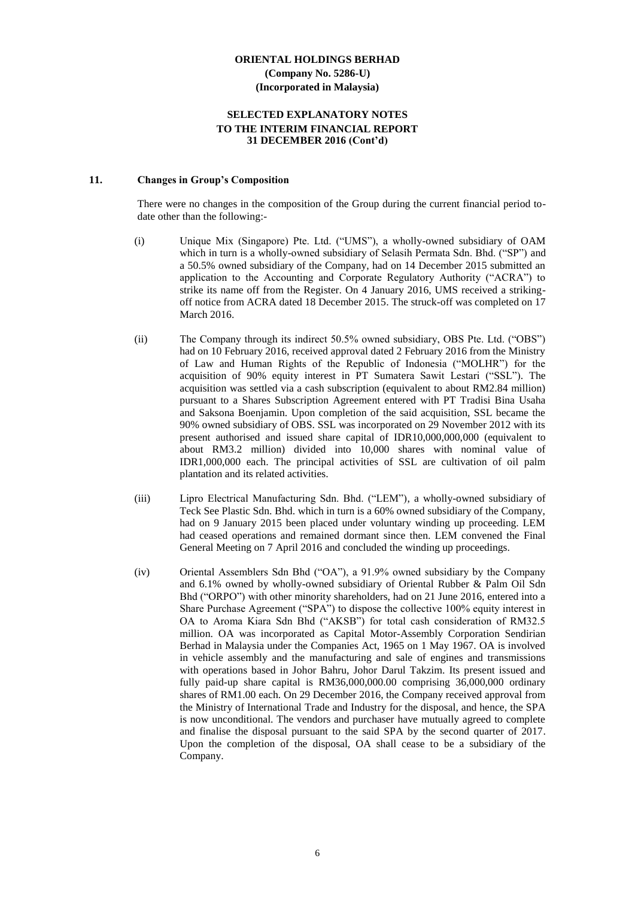**ORIENTAL HOLDINGS BERHAD**
**(Company No. 5286-U)**
**(Incorporated in Malaysia)**

**SELECTED EXPLANATORY NOTES**
**TO THE INTERIM FINANCIAL REPORT**
**31 DECEMBER 2016 (Cont'd)**

## 11. Changes in Group's Composition

There were no changes in the composition of the Group during the current financial period to-date other than the following:-

(i) Unique Mix (Singapore) Pte. Ltd. ("UMS"), a wholly-owned subsidiary of OAM which in turn is a wholly-owned subsidiary of Selasih Permata Sdn. Bhd. ("SP") and a 50.5% owned subsidiary of the Company, had on 14 December 2015 submitted an application to the Accounting and Corporate Regulatory Authority ("ACRA") to strike its name off from the Register. On 4 January 2016, UMS received a striking-off notice from ACRA dated 18 December 2015. The struck-off was completed on 17 March 2016.

(ii) The Company through its indirect 50.5% owned subsidiary, OBS Pte. Ltd. ("OBS") had on 10 February 2016, received approval dated 2 February 2016 from the Ministry of Law and Human Rights of the Republic of Indonesia ("MOLHR") for the acquisition of 90% equity interest in PT Sumatera Sawit Lestari ("SSL"). The acquisition was settled via a cash subscription (equivalent to about RM2.84 million) pursuant to a Shares Subscription Agreement entered with PT Tradisi Bina Usaha and Saksona Boenjamin. Upon completion of the said acquisition, SSL became the 90% owned subsidiary of OBS. SSL was incorporated on 29 November 2012 with its present authorised and issued share capital of IDR10,000,000,000 (equivalent to about RM3.2 million) divided into 10,000 shares with nominal value of IDR1,000,000 each. The principal activities of SSL are cultivation of oil palm plantation and its related activities.

(iii) Lipro Electrical Manufacturing Sdn. Bhd. ("LEM"), a wholly-owned subsidiary of Teck See Plastic Sdn. Bhd. which in turn is a 60% owned subsidiary of the Company, had on 9 January 2015 been placed under voluntary winding up proceeding. LEM had ceased operations and remained dormant since then. LEM convened the Final General Meeting on 7 April 2016 and concluded the winding up proceedings.

(iv) Oriental Assemblers Sdn Bhd ("OA"), a 91.9% owned subsidiary by the Company and 6.1% owned by wholly-owned subsidiary of Oriental Rubber & Palm Oil Sdn Bhd ("ORPO") with other minority shareholders, had on 21 June 2016, entered into a Share Purchase Agreement ("SPA") to dispose the collective 100% equity interest in OA to Aroma Kiara Sdn Bhd ("AKSB") for total cash consideration of RM32.5 million. OA was incorporated as Capital Motor-Assembly Corporation Sendirian Berhad in Malaysia under the Companies Act, 1965 on 1 May 1967. OA is involved in vehicle assembly and the manufacturing and sale of engines and transmissions with operations based in Johor Bahru, Johor Darul Takzim. Its present issued and fully paid-up share capital is RM36,000,000.00 comprising 36,000,000 ordinary shares of RM1.00 each. On 29 December 2016, the Company received approval from the Ministry of International Trade and Industry for the disposal, and hence, the SPA is now unconditional. The vendors and purchaser have mutually agreed to complete and finalise the disposal pursuant to the said SPA by the second quarter of 2017. Upon the completion of the disposal, OA shall cease to be a subsidiary of the Company.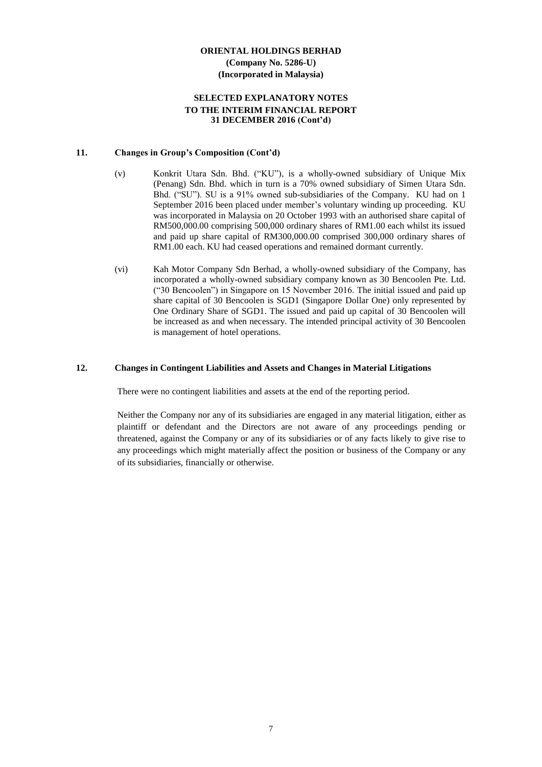**ORIENTAL HOLDINGS BERHAD**
**(Company No. 5286-U)**
**(Incorporated in Malaysia)**

**SELECTED EXPLANATORY NOTES**
**TO THE INTERIM FINANCIAL REPORT**
**31 DECEMBER 2016 (Cont'd)**

## 11. Changes in Group's Composition (Cont'd)

(v) Konkrit Utara Sdn. Bhd. ("KU"), is a wholly-owned subsidiary of Unique Mix (Penang) Sdn. Bhd. which in turn is a 70% owned subsidiary of Simen Utara Sdn. Bhd. ("SU"). SU is a 91% owned sub-subsidiaries of the Company. KU had on 1 September 2016 been placed under member's voluntary winding up proceeding. KU was incorporated in Malaysia on 20 October 1993 with an authorised share capital of RM500,000.00 comprising 500,000 ordinary shares of RM1.00 each whilst its issued and paid up share capital of RM300,000.00 comprised 300,000 ordinary shares of RM1.00 each. KU had ceased operations and remained dormant currently.

(vi) Kah Motor Company Sdn Berhad, a wholly-owned subsidiary of the Company, has incorporated a wholly-owned subsidiary company known as 30 Bencoolen Pte. Ltd. ("30 Bencoolen") in Singapore on 15 November 2016. The initial issued and paid up share capital of 30 Bencoolen is SGD1 (Singapore Dollar One) only represented by One Ordinary Share of SGD1. The issued and paid up capital of 30 Bencoolen will be increased as and when necessary. The intended principal activity of 30 Bencoolen is management of hotel operations.

## 12. Changes in Contingent Liabilities and Assets and Changes in Material Litigations

There were no contingent liabilities and assets at the end of the reporting period.

Neither the Company nor any of its subsidiaries are engaged in any material litigation, either as plaintiff or defendant and the Directors are not aware of any proceedings pending or threatened, against the Company or any of its subsidiaries or of any facts likely to give rise to any proceedings which might materially affect the position or business of the Company or any of its subsidiaries, financially or otherwise.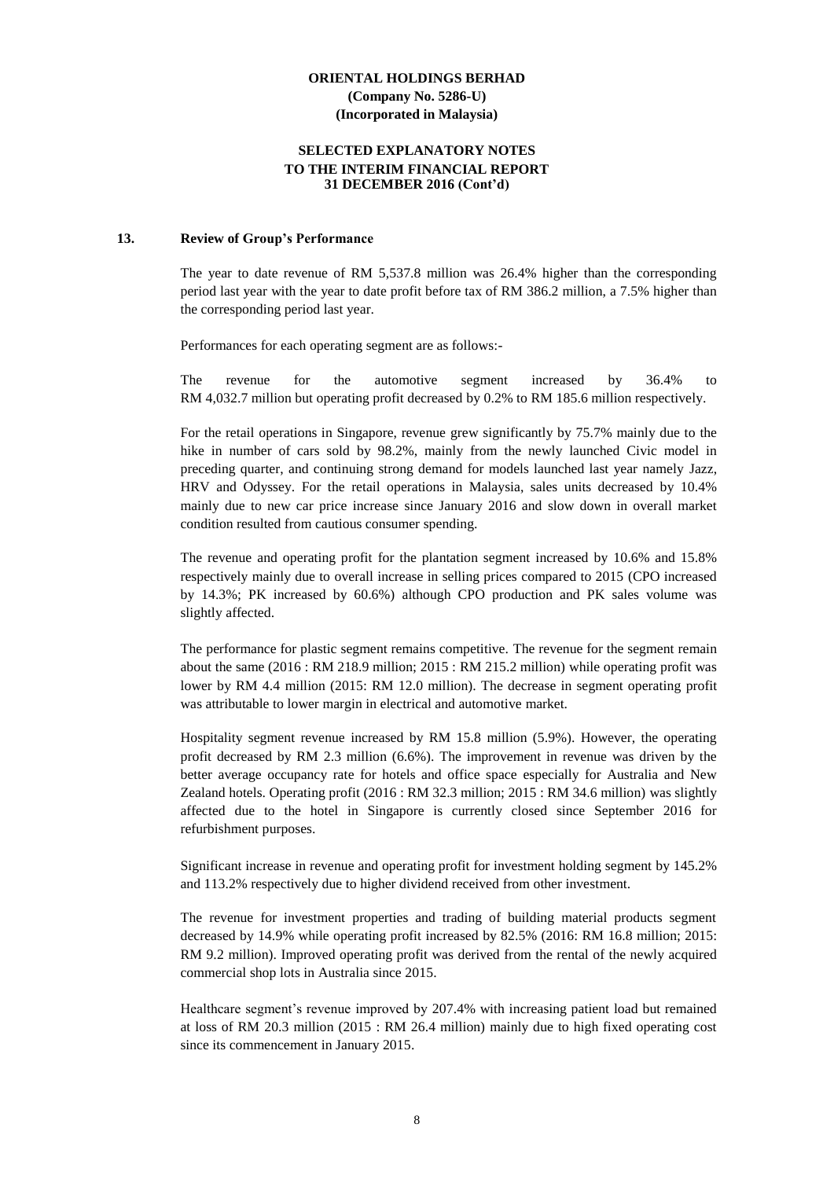**ORIENTAL HOLDINGS BERHAD**
**(Company No. 5286-U)**
**(Incorporated in Malaysia)**

**SELECTED EXPLANATORY NOTES**
**TO THE INTERIM FINANCIAL REPORT**
**31 DECEMBER 2016 (Cont'd)**

**13. Review of Group's Performance**

The year to date revenue of RM 5,537.8 million was 26.4% higher than the corresponding period last year with the year to date profit before tax of RM 386.2 million, a 7.5% higher than the corresponding period last year.

Performances for each operating segment are as follows:-

The revenue for the automotive segment increased by 36.4% to RM 4,032.7 million but operating profit decreased by 0.2% to RM 185.6 million respectively.

For the retail operations in Singapore, revenue grew significantly by 75.7% mainly due to the hike in number of cars sold by 98.2%, mainly from the newly launched Civic model in preceding quarter, and continuing strong demand for models launched last year namely Jazz, HRV and Odyssey. For the retail operations in Malaysia, sales units decreased by 10.4% mainly due to new car price increase since January 2016 and slow down in overall market condition resulted from cautious consumer spending.

The revenue and operating profit for the plantation segment increased by 10.6% and 15.8% respectively mainly due to overall increase in selling prices compared to 2015 (CPO increased by 14.3%; PK increased by 60.6%) although CPO production and PK sales volume was slightly affected.

The performance for plastic segment remains competitive. The revenue for the segment remain about the same (2016 : RM 218.9 million; 2015 : RM 215.2 million) while operating profit was lower by RM 4.4 million (2015: RM 12.0 million). The decrease in segment operating profit was attributable to lower margin in electrical and automotive market.

Hospitality segment revenue increased by RM 15.8 million (5.9%). However, the operating profit decreased by RM 2.3 million (6.6%). The improvement in revenue was driven by the better average occupancy rate for hotels and office space especially for Australia and New Zealand hotels. Operating profit (2016 : RM 32.3 million; 2015 : RM 34.6 million) was slightly affected due to the hotel in Singapore is currently closed since September 2016 for refurbishment purposes.

Significant increase in revenue and operating profit for investment holding segment by 145.2% and 113.2% respectively due to higher dividend received from other investment.

The revenue for investment properties and trading of building material products segment decreased by 14.9% while operating profit increased by 82.5% (2016: RM 16.8 million; 2015: RM 9.2 million). Improved operating profit was derived from the rental of the newly acquired commercial shop lots in Australia since 2015.

Healthcare segment's revenue improved by 207.4% with increasing patient load but remained at loss of RM 20.3 million (2015 : RM 26.4 million) mainly due to high fixed operating cost since its commencement in January 2015.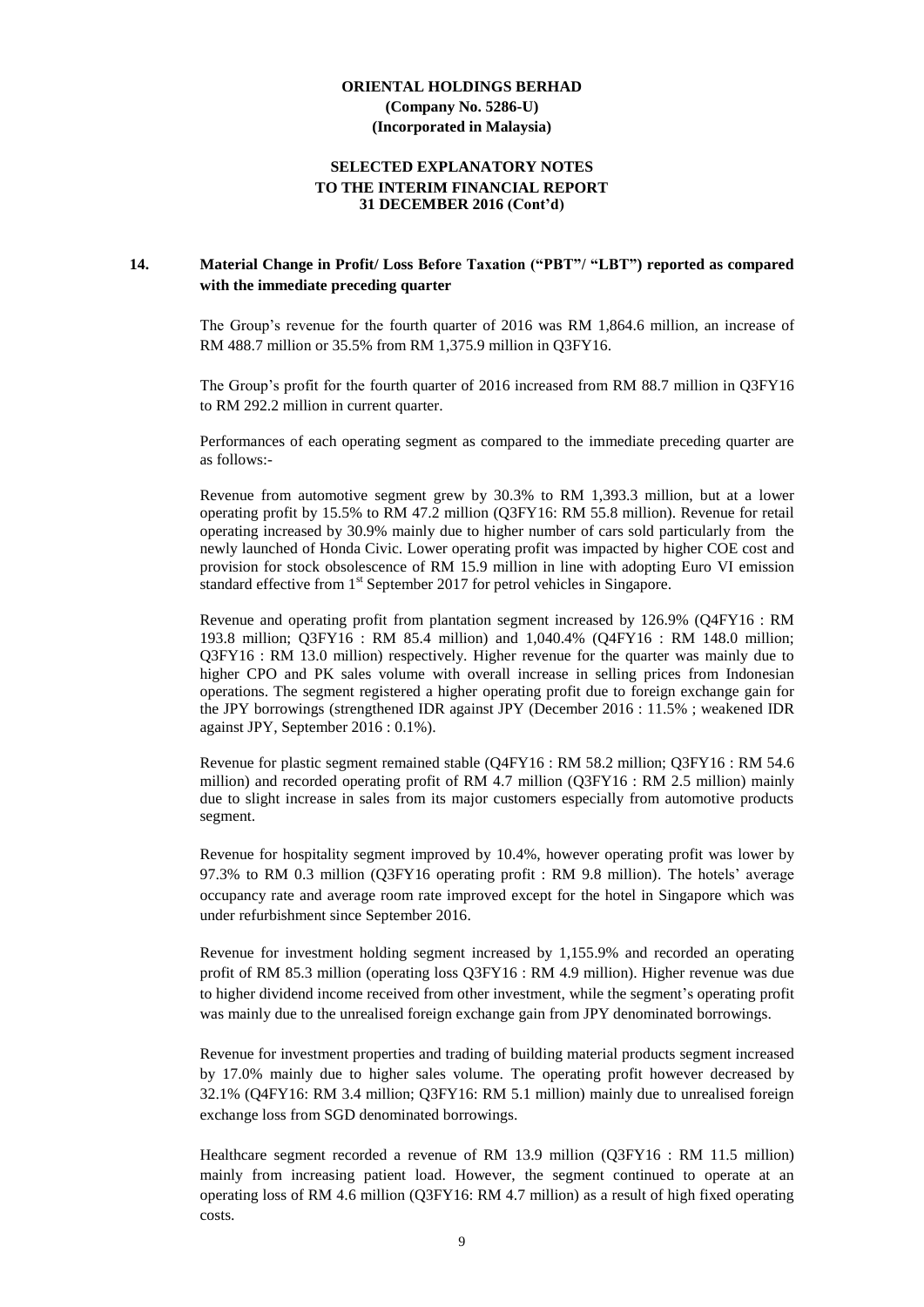## 14. Material Change in Profit/ Loss Before Taxation ("PBT"/ "LBT") reported as compared with the immediate preceding quarter

The Group's revenue for the fourth quarter of 2016 was RM 1,864.6 million, an increase of RM 488.7 million or 35.5% from RM 1,375.9 million in Q3FY16.

The Group's profit for the fourth quarter of 2016 increased from RM 88.7 million in Q3FY16 to RM 292.2 million in current quarter.

Performances of each operating segment as compared to the immediate preceding quarter are as follows:-

Revenue from automotive segment grew by 30.3% to RM 1,393.3 million, but at a lower operating profit by 15.5% to RM 47.2 million (Q3FY16: RM 55.8 million). Revenue for retail operating increased by 30.9% mainly due to higher number of cars sold particularly from the newly launched of Honda Civic. Lower operating profit was impacted by higher COE cost and provision for stock obsolescence of RM 15.9 million in line with adopting Euro VI emission standard effective from 1st September 2017 for petrol vehicles in Singapore.

Revenue and operating profit from plantation segment increased by 126.9% (Q4FY16 : RM 193.8 million; Q3FY16 : RM 85.4 million) and 1,040.4% (Q4FY16 : RM 148.0 million; Q3FY16 : RM 13.0 million) respectively. Higher revenue for the quarter was mainly due to higher CPO and PK sales volume with overall increase in selling prices from Indonesian operations. The segment registered a higher operating profit due to foreign exchange gain for the JPY borrowings (strengthened IDR against JPY (December 2016 : 11.5% ; weakened IDR against JPY, September 2016 : 0.1%).

Revenue for plastic segment remained stable (Q4FY16 : RM 58.2 million; Q3FY16 : RM 54.6 million) and recorded operating profit of RM 4.7 million (Q3FY16 : RM 2.5 million) mainly due to slight increase in sales from its major customers especially from automotive products segment.

Revenue for hospitality segment improved by 10.4%, however operating profit was lower by 97.3% to RM 0.3 million (Q3FY16 operating profit : RM 9.8 million). The hotels' average occupancy rate and average room rate improved except for the hotel in Singapore which was under refurbishment since September 2016.

Revenue for investment holding segment increased by 1,155.9% and recorded an operating profit of RM 85.3 million (operating loss Q3FY16 : RM 4.9 million). Higher revenue was due to higher dividend income received from other investment, while the segment's operating profit was mainly due to the unrealised foreign exchange gain from JPY denominated borrowings.

Revenue for investment properties and trading of building material products segment increased by 17.0% mainly due to higher sales volume. The operating profit however decreased by 32.1% (Q4FY16: RM 3.4 million; Q3FY16: RM 5.1 million) mainly due to unrealised foreign exchange loss from SGD denominated borrowings.

Healthcare segment recorded a revenue of RM 13.9 million (Q3FY16 : RM 11.5 million) mainly from increasing patient load. However, the segment continued to operate at an operating loss of RM 4.6 million (Q3FY16: RM 4.7 million) as a result of high fixed operating costs.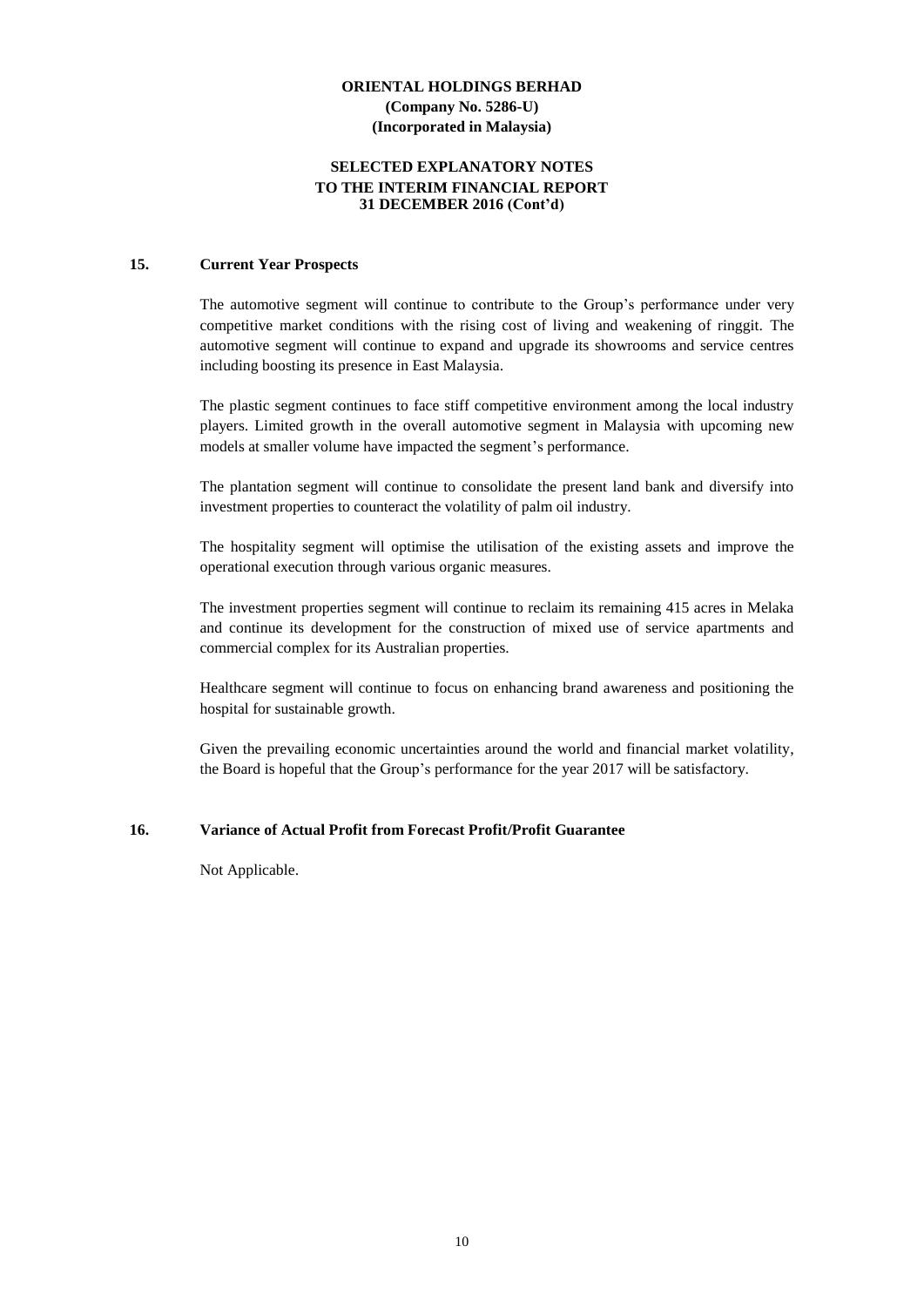## 15. Current Year Prospects

The automotive segment will continue to contribute to the Group's performance under very competitive market conditions with the rising cost of living and weakening of ringgit. The automotive segment will continue to expand and upgrade its showrooms and service centres including boosting its presence in East Malaysia.

The plastic segment continues to face stiff competitive environment among the local industry players. Limited growth in the overall automotive segment in Malaysia with upcoming new models at smaller volume have impacted the segment's performance.

The plantation segment will continue to consolidate the present land bank and diversify into investment properties to counteract the volatility of palm oil industry.

The hospitality segment will optimise the utilisation of the existing assets and improve the operational execution through various organic measures.

The investment properties segment will continue to reclaim its remaining 415 acres in Melaka and continue its development for the construction of mixed use of service apartments and commercial complex for its Australian properties.

Healthcare segment will continue to focus on enhancing brand awareness and positioning the hospital for sustainable growth.

Given the prevailing economic uncertainties around the world and financial market volatility, the Board is hopeful that the Group's performance for the year 2017 will be satisfactory.

## 16. Variance of Actual Profit from Forecast Profit/Profit Guarantee

Not Applicable.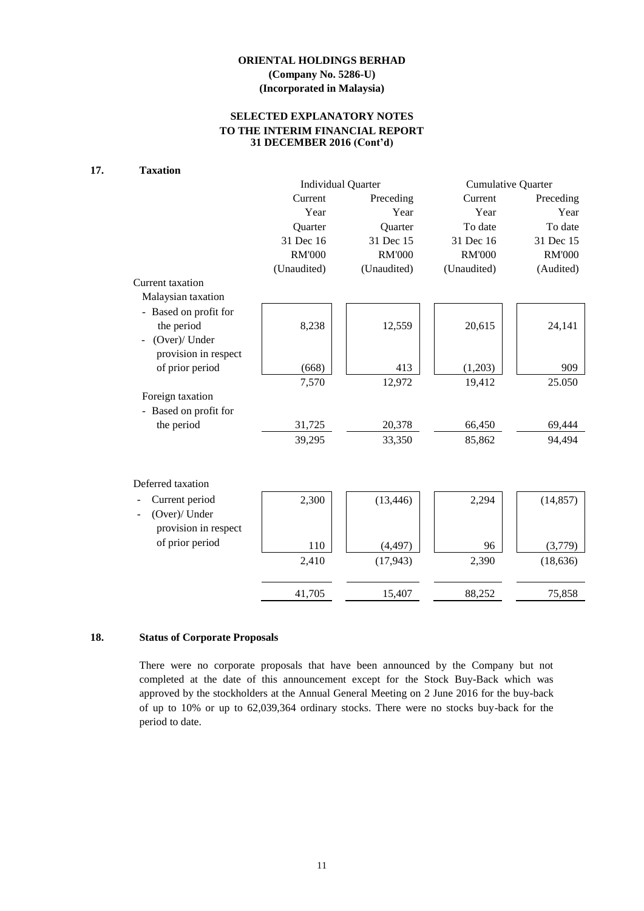**ORIENTAL HOLDINGS BERHAD**
**(Company No. 5286-U)**
**(Incorporated in Malaysia)**

**SELECTED EXPLANATORY NOTES**
**TO THE INTERIM FINANCIAL REPORT**
**31 DECEMBER 2016 (Cont'd)**

**17. Taxation**

| | Individual Quarter | | Cumulative Quarter | |
|---|---|---|---|---|
| | Current Year Quarter 31 Dec 16 RM'000 (Unaudited) | Preceding Year Quarter 31 Dec 15 RM'000 (Unaudited) | Current Year To date 31 Dec 16 RM'000 (Unaudited) | Preceding Year To date 31 Dec 15 RM'000 (Audited) |
| Current taxation | | | | |
| Malaysian taxation | | | | |
| - Based on profit for the period | 8,238 | 12,559 | 20,615 | 24,141 |
| - (Over)/ Under provision in respect of prior period | (668) | 413 | (1,203) | 909 |
| | 7,570 | 12,972 | 19,412 | 25.050 |
| Foreign taxation | | | | |
| - Based on profit for the period | 31,725 | 20,378 | 66,450 | 69,444 |
| | 39,295 | 33,350 | 85,862 | 94,494 |
| Deferred taxation | | | | |
| - Current period | 2,300 | (13,446) | 2,294 | (14,857) |
| - (Over)/ Under provision in respect of prior period | 110 | (4,497) | 96 | (3,779) |
| | 2,410 | (17,943) | 2,390 | (18,636) |
| | 41,705 | 15,407 | 88,252 | 75,858 |

**18. Status of Corporate Proposals**

There were no corporate proposals that have been announced by the Company but not completed at the date of this announcement except for the Stock Buy-Back which was approved by the stockholders at the Annual General Meeting on 2 June 2016 for the buy-back of up to 10% or up to 62,039,364 ordinary stocks. There were no stocks buy-back for the period to date.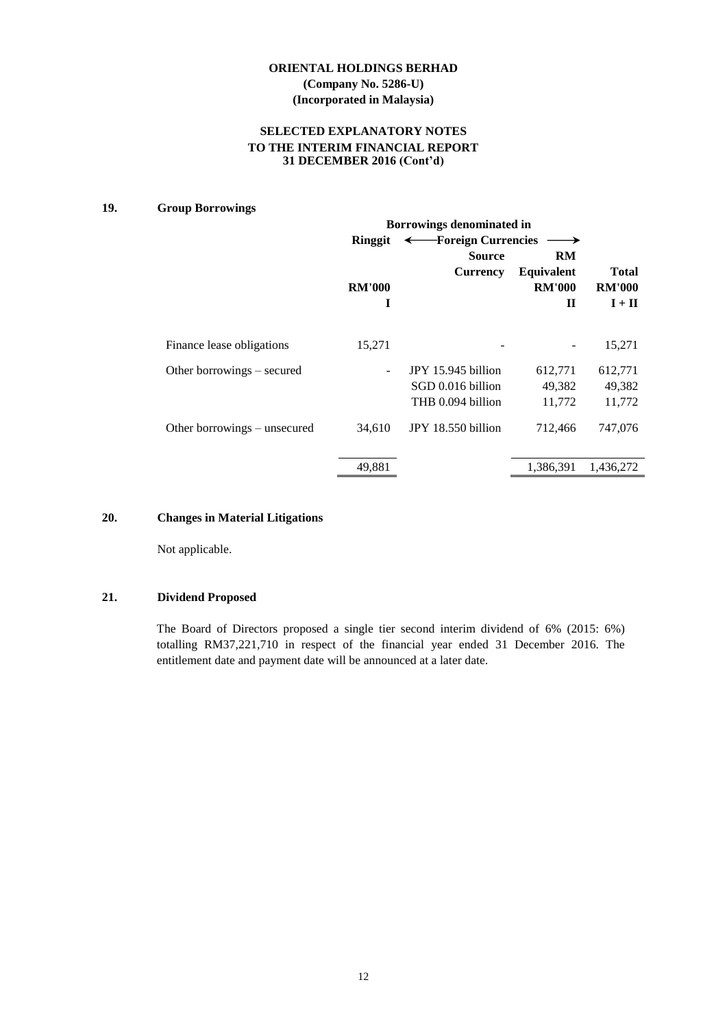**ORIENTAL HOLDINGS BERHAD**
**(Company No. 5286-U)**
**(Incorporated in Malaysia)**

**SELECTED EXPLANATORY NOTES**
**TO THE INTERIM FINANCIAL REPORT**
**31 DECEMBER 2016 (Cont'd)**

## 19. Group Borrowings

| | Borrowings denominated in | | | |
|---|---|---|---|---|
| | Ringgit | ←Foreign Currencies→ | | |
| | | Source Currency | RM Equivalent | Total |
| | RM'000 | | RM'000 | RM'000 |
| | I | | II | I + II |
| Finance lease obligations | 15,271 | - | - | 15,271 |
| Other borrowings – secured | - | JPY 15.945 billion | 612,771 | 612,771 |
| | | SGD 0.016 billion | 49,382 | 49,382 |
| | | THB 0.094 billion | 11,772 | 11,772 |
| Other borrowings – unsecured | 34,610 | JPY 18.550 billion | 712,466 | 747,076 |
| | 49,881 | | 1,386,391 | 1,436,272 |

## 20. Changes in Material Litigations

Not applicable.

## 21. Dividend Proposed

The Board of Directors proposed a single tier second interim dividend of 6% (2015: 6%) totalling RM37,221,710 in respect of the financial year ended 31 December 2016. The entitlement date and payment date will be announced at a later date.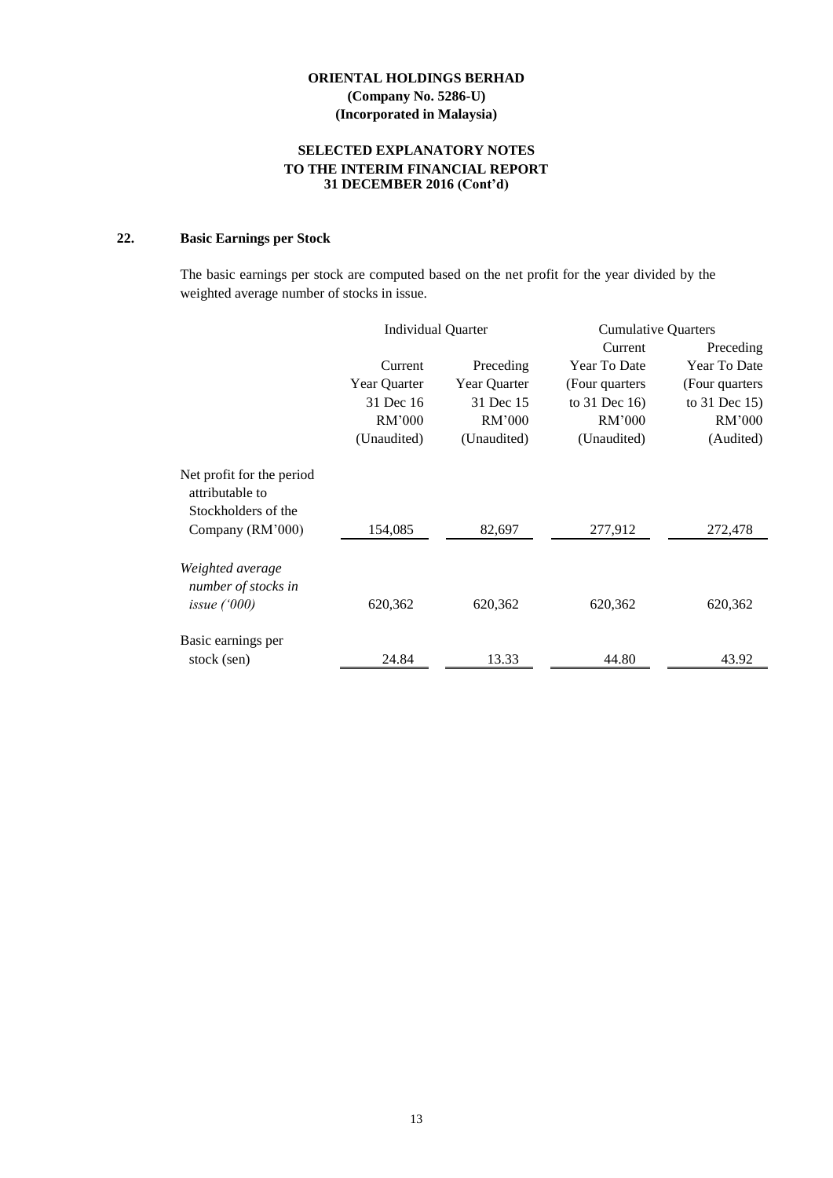**ORIENTAL HOLDINGS BERHAD**
**(Company No. 5286-U)**
**(Incorporated in Malaysia)**

**SELECTED EXPLANATORY NOTES**
**TO THE INTERIM FINANCIAL REPORT**
**31 DECEMBER 2016 (Cont'd)**

## 22. Basic Earnings per Stock

The basic earnings per stock are computed based on the net profit for the year divided by the weighted average number of stocks in issue.

| | Individual Quarter | | Cumulative Quarters | |
|---|---|---|---|---|
| | Current Year Quarter 31 Dec 16 RM'000 (Unaudited) | Preceding Year Quarter 31 Dec 15 RM'000 (Unaudited) | Current Year To Date (Four quarters to 31 Dec 16) RM'000 (Unaudited) | Preceding Year To Date (Four quarters to 31 Dec 15) RM'000 (Audited) |
| Net profit for the period attributable to Stockholders of the Company (RM'000) | 154,085 | 82,697 | 277,912 | 272,478 |
| *Weighted average number of stocks in issue ('000)* | 620,362 | 620,362 | 620,362 | 620,362 |
| Basic earnings per stock (sen) | 24.84 | 13.33 | 44.80 | 43.92 |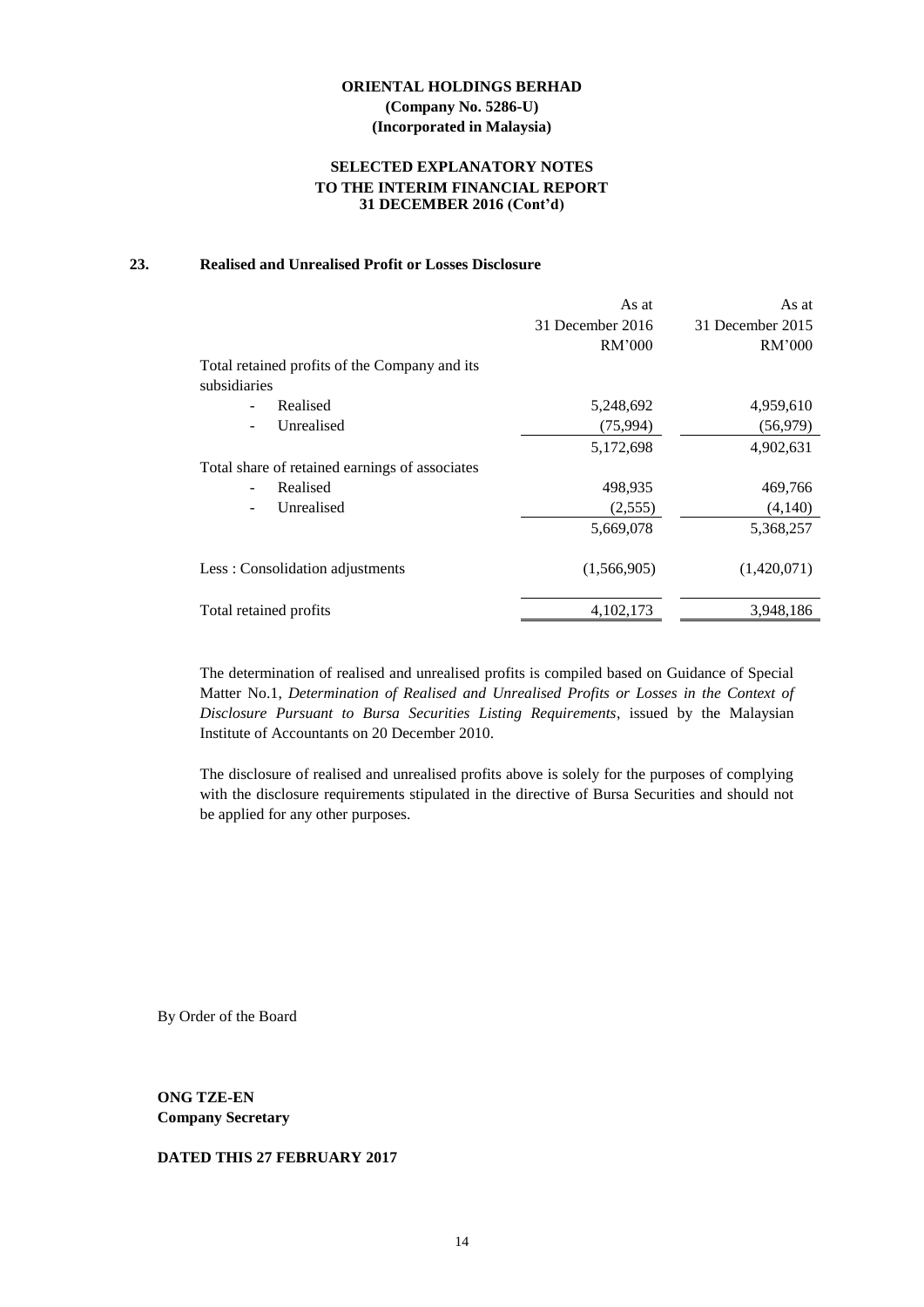**ORIENTAL HOLDINGS BERHAD**
**(Company No. 5286-U)**
**(Incorporated in Malaysia)**

**SELECTED EXPLANATORY NOTES**
**TO THE INTERIM FINANCIAL REPORT**
**31 DECEMBER 2016 (Cont'd)**

## 23. Realised and Unrealised Profit or Losses Disclosure

| | As at 31 December 2016 RM'000 | As at 31 December 2015 RM'000 |
|---|---|---|
| Total retained profits of the Company and its subsidiaries | | |
| - Realised | 5,248,692 | 4,959,610 |
| - Unrealised | (75,994) | (56,979) |
| | 5,172,698 | 4,902,631 |
| Total share of retained earnings of associates | | |
| - Realised | 498,935 | 469,766 |
| - Unrealised | (2,555) | (4,140) |
| | 5,669,078 | 5,368,257 |
| Less : Consolidation adjustments | (1,566,905) | (1,420,071) |
| Total retained profits | 4,102,173 | 3,948,186 |

The determination of realised and unrealised profits is compiled based on Guidance of Special Matter No.1, *Determination of Realised and Unrealised Profits or Losses in the Context of Disclosure Pursuant to Bursa Securities Listing Requirements*, issued by the Malaysian Institute of Accountants on 20 December 2010.

The disclosure of realised and unrealised profits above is solely for the purposes of complying with the disclosure requirements stipulated in the directive of Bursa Securities and should not be applied for any other purposes.

By Order of the Board

**ONG TZE-EN**
**Company Secretary**

**DATED THIS 27 FEBRUARY 2017**